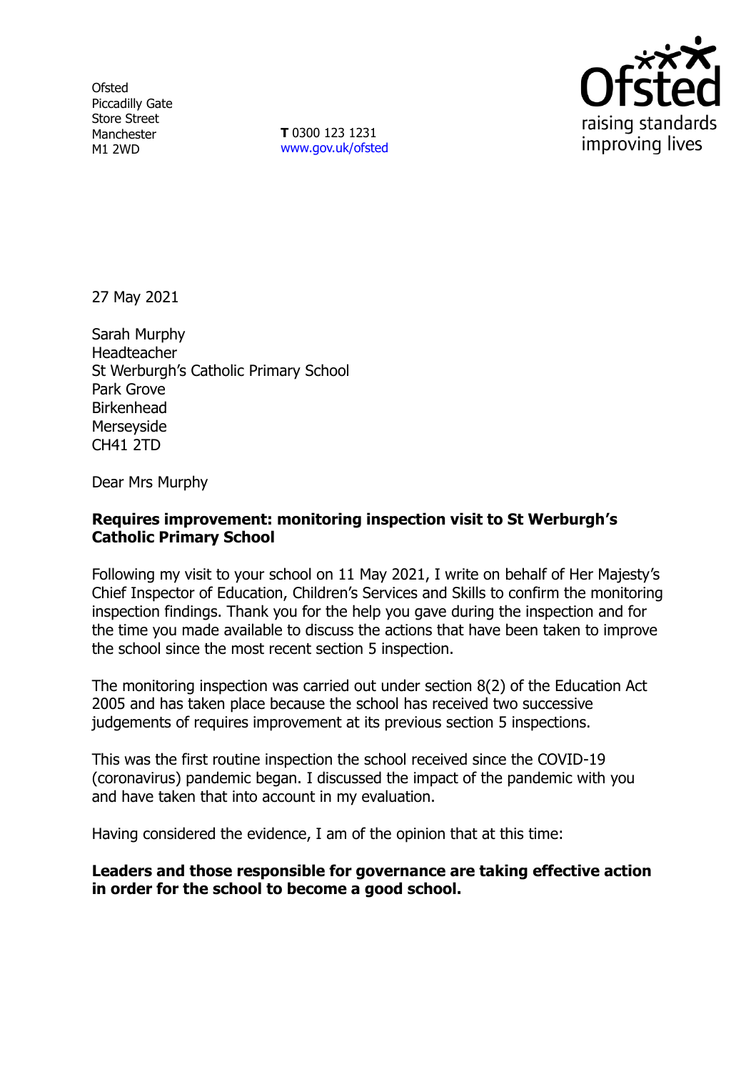Ofsted
Piccadilly Gate
Store Street
Manchester
M1 2WD

**T** 0300 123 1231
www.gov.uk/ofsted

27 May 2021

Sarah Murphy
Headteacher
St Werburgh's Catholic Primary School
Park Grove
Birkenhead
Merseyside
CH41 2TD

Dear Mrs Murphy

**Requires improvement: monitoring inspection visit to St Werburgh's Catholic Primary School**

Following my visit to your school on 11 May 2021, I write on behalf of Her Majesty's Chief Inspector of Education, Children's Services and Skills to confirm the monitoring inspection findings. Thank you for the help you gave during the inspection and for the time you made available to discuss the actions that have been taken to improve the school since the most recent section 5 inspection.

The monitoring inspection was carried out under section 8(2) of the Education Act 2005 and has taken place because the school has received two successive judgements of requires improvement at its previous section 5 inspections.

This was the first routine inspection the school received since the COVID-19 (coronavirus) pandemic began. I discussed the impact of the pandemic with you and have taken that into account in my evaluation.

Having considered the evidence, I am of the opinion that at this time:

**Leaders and those responsible for governance are taking effective action in order for the school to become a good school.**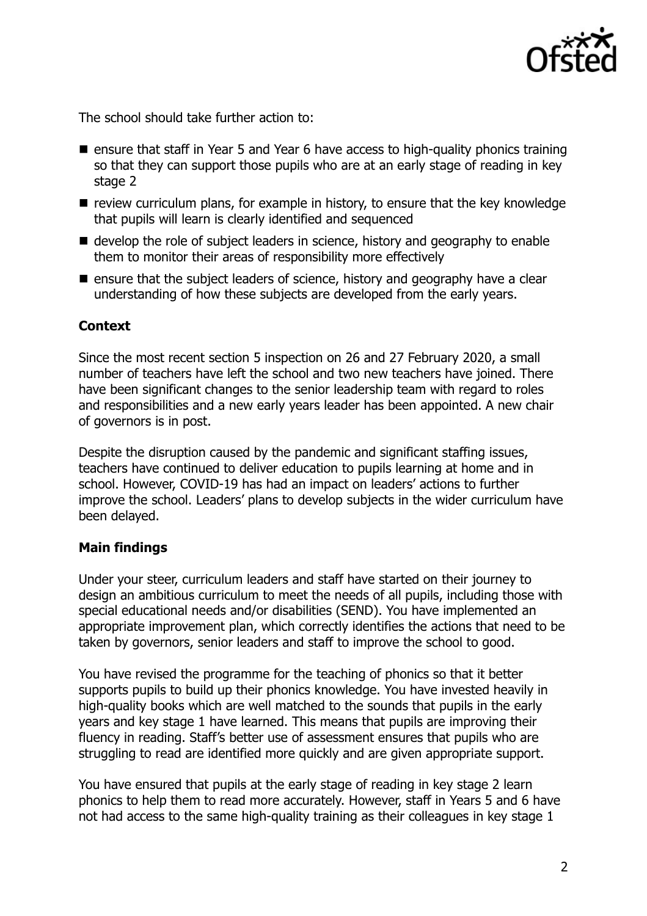The school should take further action to:

- ensure that staff in Year 5 and Year 6 have access to high-quality phonics training so that they can support those pupils who are at an early stage of reading in key stage 2
- review curriculum plans, for example in history, to ensure that the key knowledge that pupils will learn is clearly identified and sequenced
- develop the role of subject leaders in science, history and geography to enable them to monitor their areas of responsibility more effectively
- ensure that the subject leaders of science, history and geography have a clear understanding of how these subjects are developed from the early years.

### Context

Since the most recent section 5 inspection on 26 and 27 February 2020, a small number of teachers have left the school and two new teachers have joined. There have been significant changes to the senior leadership team with regard to roles and responsibilities and a new early years leader has been appointed. A new chair of governors is in post.

Despite the disruption caused by the pandemic and significant staffing issues, teachers have continued to deliver education to pupils learning at home and in school. However, COVID-19 has had an impact on leaders' actions to further improve the school. Leaders' plans to develop subjects in the wider curriculum have been delayed.

### Main findings

Under your steer, curriculum leaders and staff have started on their journey to design an ambitious curriculum to meet the needs of all pupils, including those with special educational needs and/or disabilities (SEND). You have implemented an appropriate improvement plan, which correctly identifies the actions that need to be taken by governors, senior leaders and staff to improve the school to good.

You have revised the programme for the teaching of phonics so that it better supports pupils to build up their phonics knowledge. You have invested heavily in high-quality books which are well matched to the sounds that pupils in the early years and key stage 1 have learned. This means that pupils are improving their fluency in reading. Staff's better use of assessment ensures that pupils who are struggling to read are identified more quickly and are given appropriate support.

You have ensured that pupils at the early stage of reading in key stage 2 learn phonics to help them to read more accurately. However, staff in Years 5 and 6 have not had access to the same high-quality training as their colleagues in key stage 1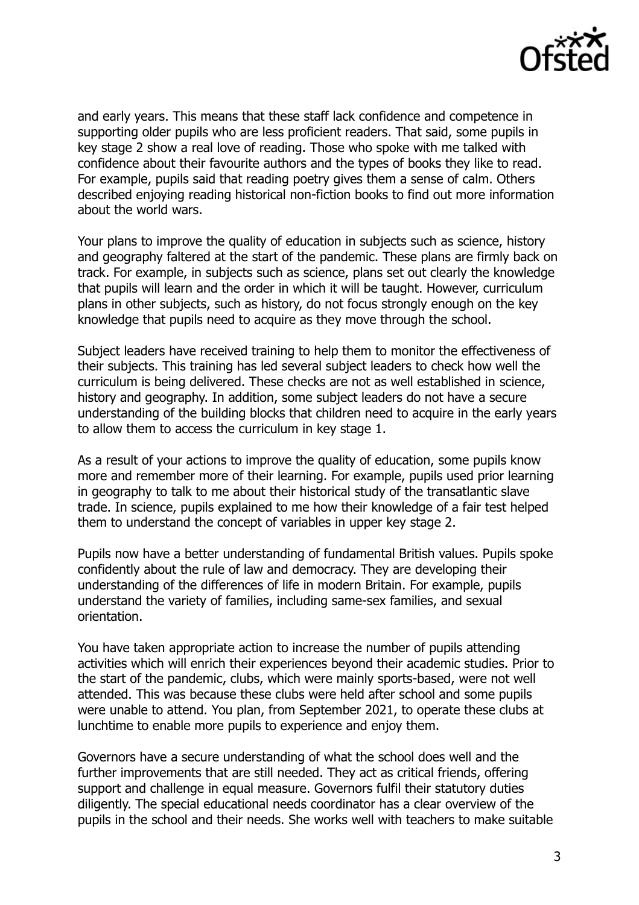and early years. This means that these staff lack confidence and competence in supporting older pupils who are less proficient readers. That said, some pupils in key stage 2 show a real love of reading. Those who spoke with me talked with confidence about their favourite authors and the types of books they like to read. For example, pupils said that reading poetry gives them a sense of calm. Others described enjoying reading historical non-fiction books to find out more information about the world wars.

Your plans to improve the quality of education in subjects such as science, history and geography faltered at the start of the pandemic. These plans are firmly back on track. For example, in subjects such as science, plans set out clearly the knowledge that pupils will learn and the order in which it will be taught. However, curriculum plans in other subjects, such as history, do not focus strongly enough on the key knowledge that pupils need to acquire as they move through the school.

Subject leaders have received training to help them to monitor the effectiveness of their subjects. This training has led several subject leaders to check how well the curriculum is being delivered. These checks are not as well established in science, history and geography. In addition, some subject leaders do not have a secure understanding of the building blocks that children need to acquire in the early years to allow them to access the curriculum in key stage 1.

As a result of your actions to improve the quality of education, some pupils know more and remember more of their learning. For example, pupils used prior learning in geography to talk to me about their historical study of the transatlantic slave trade. In science, pupils explained to me how their knowledge of a fair test helped them to understand the concept of variables in upper key stage 2.

Pupils now have a better understanding of fundamental British values. Pupils spoke confidently about the rule of law and democracy. They are developing their understanding of the differences of life in modern Britain. For example, pupils understand the variety of families, including same-sex families, and sexual orientation.

You have taken appropriate action to increase the number of pupils attending activities which will enrich their experiences beyond their academic studies. Prior to the start of the pandemic, clubs, which were mainly sports-based, were not well attended. This was because these clubs were held after school and some pupils were unable to attend. You plan, from September 2021, to operate these clubs at lunchtime to enable more pupils to experience and enjoy them.

Governors have a secure understanding of what the school does well and the further improvements that are still needed. They act as critical friends, offering support and challenge in equal measure. Governors fulfil their statutory duties diligently. The special educational needs coordinator has a clear overview of the pupils in the school and their needs. She works well with teachers to make suitable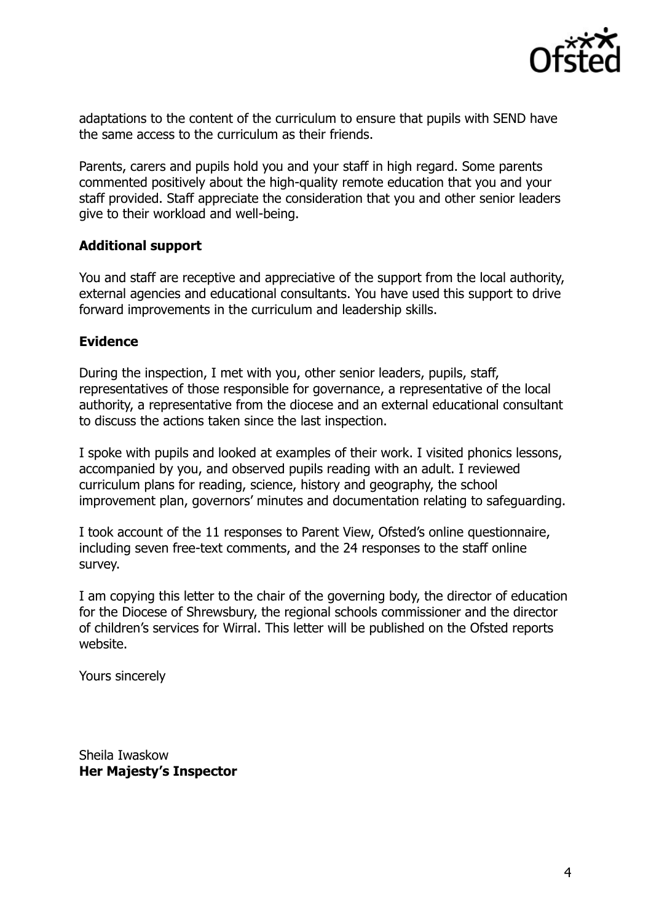adaptations to the content of the curriculum to ensure that pupils with SEND have the same access to the curriculum as their friends.

Parents, carers and pupils hold you and your staff in high regard. Some parents commented positively about the high-quality remote education that you and your staff provided. Staff appreciate the consideration that you and other senior leaders give to their workload and well-being.

**Additional support**

You and staff are receptive and appreciative of the support from the local authority, external agencies and educational consultants. You have used this support to drive forward improvements in the curriculum and leadership skills.

**Evidence**

During the inspection, I met with you, other senior leaders, pupils, staff, representatives of those responsible for governance, a representative of the local authority, a representative from the diocese and an external educational consultant to discuss the actions taken since the last inspection.

I spoke with pupils and looked at examples of their work. I visited phonics lessons, accompanied by you, and observed pupils reading with an adult. I reviewed curriculum plans for reading, science, history and geography, the school improvement plan, governors' minutes and documentation relating to safeguarding.

I took account of the 11 responses to Parent View, Ofsted's online questionnaire, including seven free-text comments, and the 24 responses to the staff online survey.

I am copying this letter to the chair of the governing body, the director of education for the Diocese of Shrewsbury, the regional schools commissioner and the director of children's services for Wirral. This letter will be published on the Ofsted reports website.

Yours sincerely

Sheila Iwaskow
**Her Majesty's Inspector**